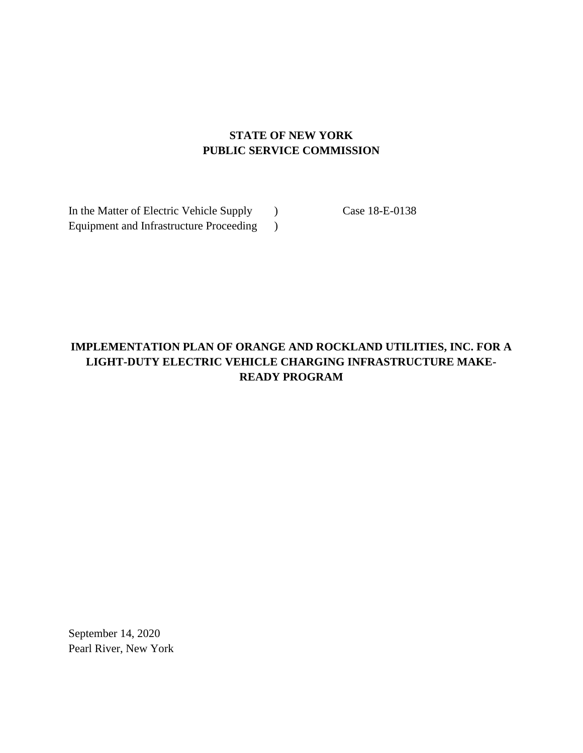**STATE OF NEW YORK**
**PUBLIC SERVICE COMMISSION**

In the Matter of Electric Vehicle Supply )
Equipment and Infrastructure Proceeding ) Case 18-E-0138

# IMPLEMENTATION PLAN OF ORANGE AND ROCKLAND UTILITIES, INC. FOR A LIGHT-DUTY ELECTRIC VEHICLE CHARGING INFRASTRUCTURE MAKE-READY PROGRAM

September 14, 2020
Pearl River, New York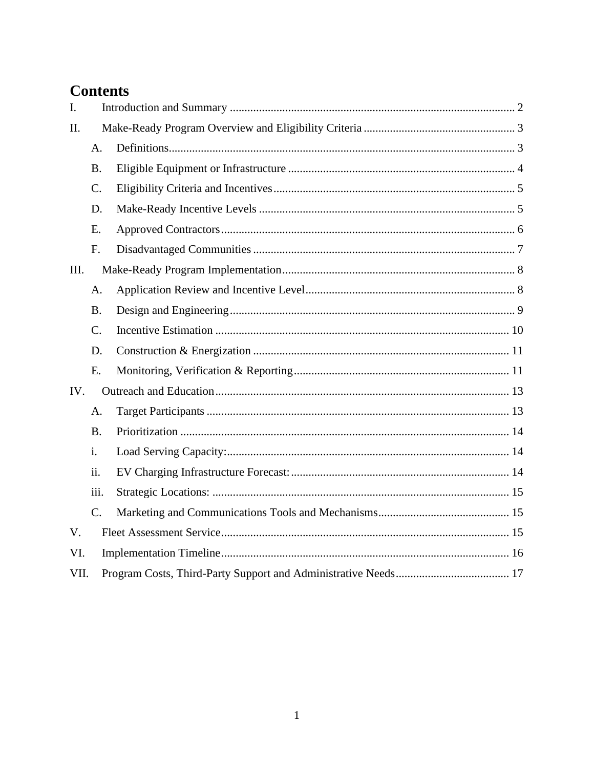# Contents

- I. Introduction and Summary ..... 2
- II. Make-Ready Program Overview and Eligibility Criteria ..... 3
  - A. Definitions ..... 3
  - B. Eligible Equipment or Infrastructure ..... 4
  - C. Eligibility Criteria and Incentives ..... 5
  - D. Make-Ready Incentive Levels ..... 5
  - E. Approved Contractors ..... 6
  - F. Disadvantaged Communities ..... 7
- III. Make-Ready Program Implementation ..... 8
  - A. Application Review and Incentive Level ..... 8
  - B. Design and Engineering ..... 9
  - C. Incentive Estimation ..... 10
  - D. Construction & Energization ..... 11
  - E. Monitoring, Verification & Reporting ..... 11
- IV. Outreach and Education ..... 13
  - A. Target Participants ..... 13
  - B. Prioritization ..... 14
  - i. Load Serving Capacity: ..... 14
  - ii. EV Charging Infrastructure Forecast: ..... 14
  - iii. Strategic Locations: ..... 15
  - C. Marketing and Communications Tools and Mechanisms ..... 15
- V. Fleet Assessment Service ..... 15
- VI. Implementation Timeline ..... 16
- VII. Program Costs, Third-Party Support and Administrative Needs ..... 17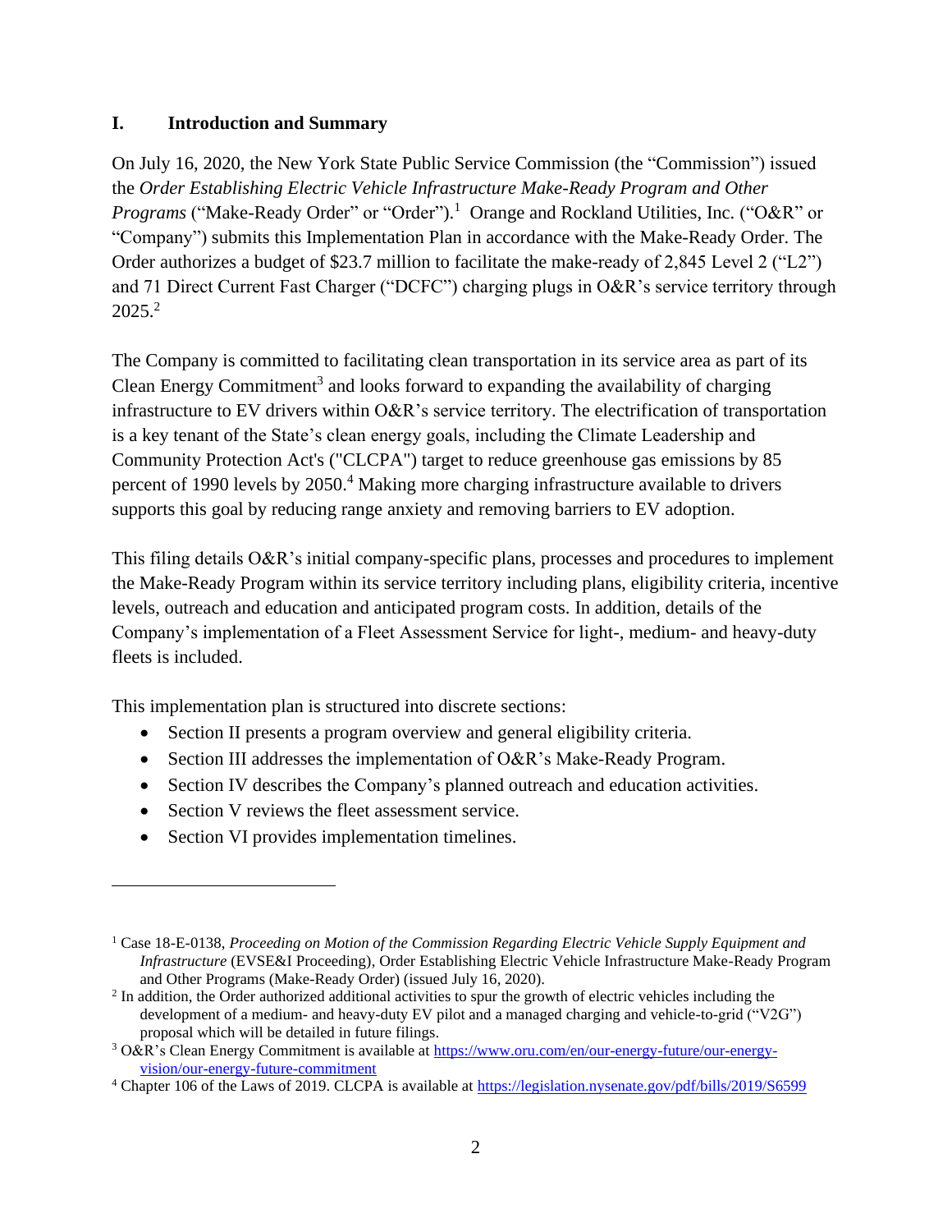## I. Introduction and Summary

On July 16, 2020, the New York State Public Service Commission (the "Commission") issued the *Order Establishing Electric Vehicle Infrastructure Make-Ready Program and Other Programs* ("Make-Ready Order" or "Order").[1] Orange and Rockland Utilities, Inc. ("O&R" or "Company") submits this Implementation Plan in accordance with the Make-Ready Order. The Order authorizes a budget of $23.7 million to facilitate the make-ready of 2,845 Level 2 ("L2") and 71 Direct Current Fast Charger ("DCFC") charging plugs in O&R's service territory through 2025.[2]

The Company is committed to facilitating clean transportation in its service area as part of its Clean Energy Commitment[3] and looks forward to expanding the availability of charging infrastructure to EV drivers within O&R's service territory. The electrification of transportation is a key tenant of the State's clean energy goals, including the Climate Leadership and Community Protection Act's ("CLCPA") target to reduce greenhouse gas emissions by 85 percent of 1990 levels by 2050.[4] Making more charging infrastructure available to drivers supports this goal by reducing range anxiety and removing barriers to EV adoption.

This filing details O&R's initial company-specific plans, processes and procedures to implement the Make-Ready Program within its service territory including plans, eligibility criteria, incentive levels, outreach and education and anticipated program costs. In addition, details of the Company's implementation of a Fleet Assessment Service for light-, medium- and heavy-duty fleets is included.

This implementation plan is structured into discrete sections:

- Section II presents a program overview and general eligibility criteria.
- Section III addresses the implementation of O&R's Make-Ready Program.
- Section IV describes the Company's planned outreach and education activities.
- Section V reviews the fleet assessment service.
- Section VI provides implementation timelines.

---

[1] Case 18-E-0138, *Proceeding on Motion of the Commission Regarding Electric Vehicle Supply Equipment and Infrastructure* (EVSE&I Proceeding), Order Establishing Electric Vehicle Infrastructure Make-Ready Program and Other Programs (Make-Ready Order) (issued July 16, 2020).

[2] In addition, the Order authorized additional activities to spur the growth of electric vehicles including the development of a medium- and heavy-duty EV pilot and a managed charging and vehicle-to-grid ("V2G") proposal which will be detailed in future filings.

[3] O&R's Clean Energy Commitment is available at https://www.oru.com/en/our-energy-future/our-energy-vision/our-energy-future-commitment

[4] Chapter 106 of the Laws of 2019. CLCPA is available at https://legislation.nysenate.gov/pdf/bills/2019/S6599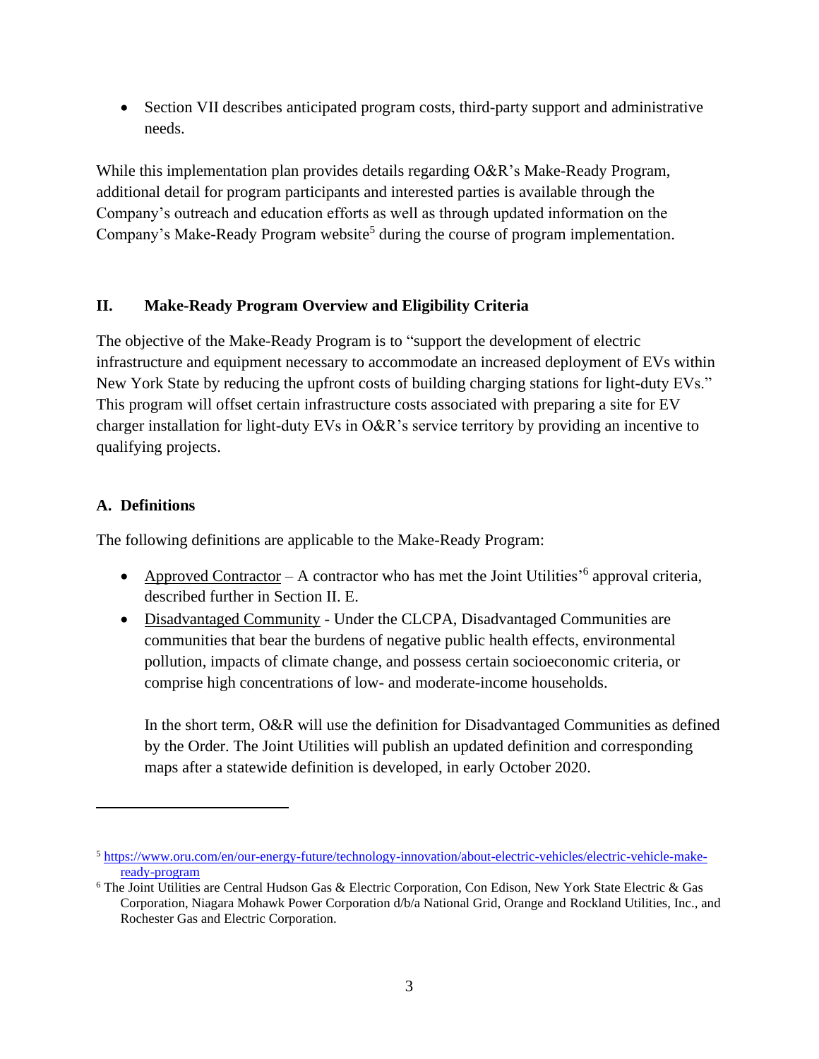- Section VII describes anticipated program costs, third-party support and administrative needs.

While this implementation plan provides details regarding O&R's Make-Ready Program, additional detail for program participants and interested parties is available through the Company's outreach and education efforts as well as through updated information on the Company's Make-Ready Program website[5] during the course of program implementation.

## II. Make-Ready Program Overview and Eligibility Criteria

The objective of the Make-Ready Program is to "support the development of electric infrastructure and equipment necessary to accommodate an increased deployment of EVs within New York State by reducing the upfront costs of building charging stations for light-duty EVs." This program will offset certain infrastructure costs associated with preparing a site for EV charger installation for light-duty EVs in O&R's service territory by providing an incentive to qualifying projects.

### A. Definitions

The following definitions are applicable to the Make-Ready Program:

- Approved Contractor – A contractor who has met the Joint Utilities'[6] approval criteria, described further in Section II. E.
- Disadvantaged Community - Under the CLCPA, Disadvantaged Communities are communities that bear the burdens of negative public health effects, environmental pollution, impacts of climate change, and possess certain socioeconomic criteria, or comprise high concentrations of low- and moderate-income households.

  In the short term, O&R will use the definition for Disadvantaged Communities as defined by the Order. The Joint Utilities will publish an updated definition and corresponding maps after a statewide definition is developed, in early October 2020.

---

[5] https://www.oru.com/en/our-energy-future/technology-innovation/about-electric-vehicles/electric-vehicle-make-ready-program

[6] The Joint Utilities are Central Hudson Gas & Electric Corporation, Con Edison, New York State Electric & Gas Corporation, Niagara Mohawk Power Corporation d/b/a National Grid, Orange and Rockland Utilities, Inc., and Rochester Gas and Electric Corporation.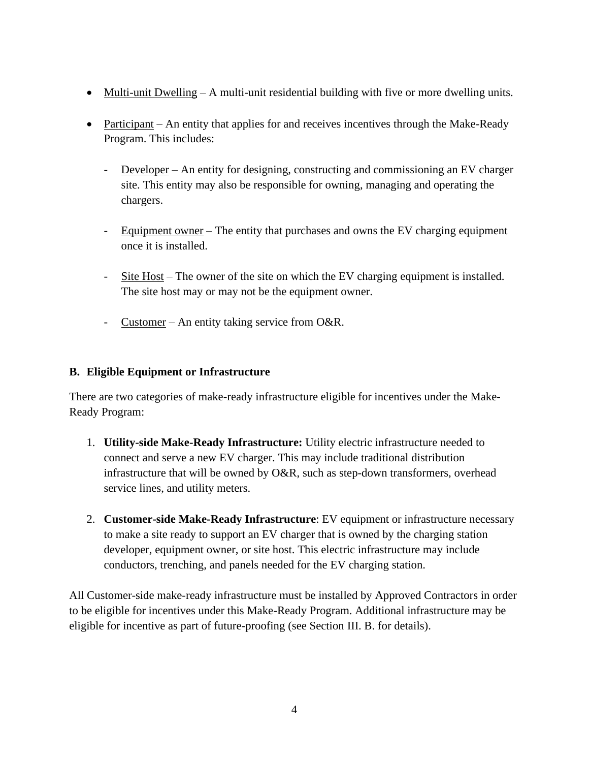- Multi-unit Dwelling – A multi-unit residential building with five or more dwelling units.

- Participant – An entity that applies for and receives incentives through the Make-Ready Program. This includes:

  - Developer – An entity for designing, constructing and commissioning an EV charger site. This entity may also be responsible for owning, managing and operating the chargers.

  - Equipment owner – The entity that purchases and owns the EV charging equipment once it is installed.

  - Site Host – The owner of the site on which the EV charging equipment is installed. The site host may or may not be the equipment owner.

  - Customer – An entity taking service from O&R.

### B. Eligible Equipment or Infrastructure

There are two categories of make-ready infrastructure eligible for incentives under the Make-Ready Program:

1. **Utility-side Make-Ready Infrastructure:** Utility electric infrastructure needed to connect and serve a new EV charger. This may include traditional distribution infrastructure that will be owned by O&R, such as step-down transformers, overhead service lines, and utility meters.

2. **Customer-side Make-Ready Infrastructure**: EV equipment or infrastructure necessary to make a site ready to support an EV charger that is owned by the charging station developer, equipment owner, or site host. This electric infrastructure may include conductors, trenching, and panels needed for the EV charging station.

All Customer-side make-ready infrastructure must be installed by Approved Contractors in order to be eligible for incentives under this Make-Ready Program. Additional infrastructure may be eligible for incentive as part of future-proofing (see Section III. B. for details).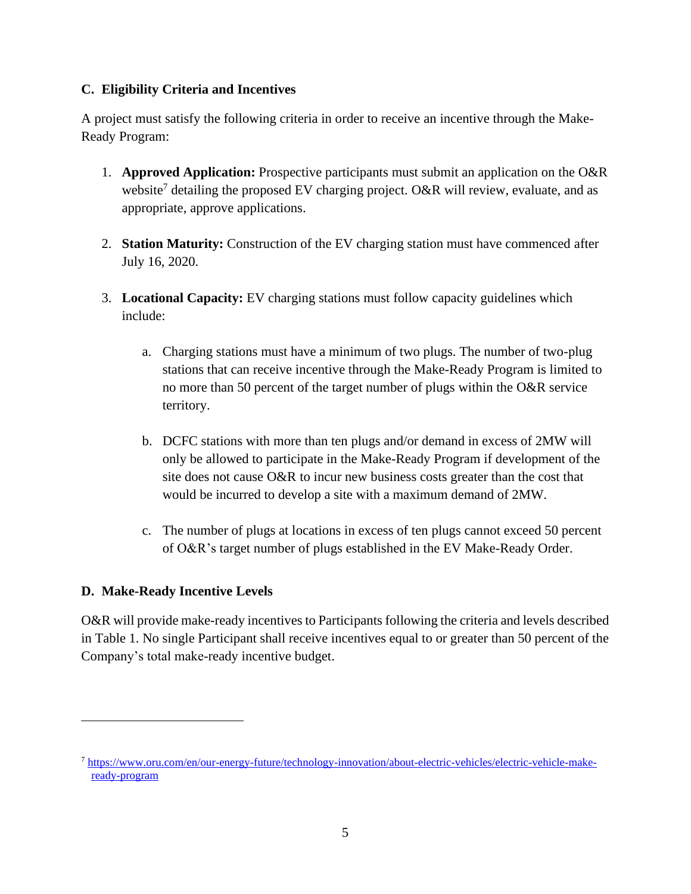## C. Eligibility Criteria and Incentives

A project must satisfy the following criteria in order to receive an incentive through the Make-Ready Program:

1. **Approved Application:** Prospective participants must submit an application on the O&R website[7] detailing the proposed EV charging project. O&R will review, evaluate, and as appropriate, approve applications.

2. **Station Maturity:** Construction of the EV charging station must have commenced after July 16, 2020.

3. **Locational Capacity:** EV charging stations must follow capacity guidelines which include:

   a. Charging stations must have a minimum of two plugs. The number of two-plug stations that can receive incentive through the Make-Ready Program is limited to no more than 50 percent of the target number of plugs within the O&R service territory.

   b. DCFC stations with more than ten plugs and/or demand in excess of 2MW will only be allowed to participate in the Make-Ready Program if development of the site does not cause O&R to incur new business costs greater than the cost that would be incurred to develop a site with a maximum demand of 2MW.

   c. The number of plugs at locations in excess of ten plugs cannot exceed 50 percent of O&R's target number of plugs established in the EV Make-Ready Order.

## D. Make-Ready Incentive Levels

O&R will provide make-ready incentives to Participants following the criteria and levels described in Table 1. No single Participant shall receive incentives equal to or greater than 50 percent of the Company's total make-ready incentive budget.

---

[7] https://www.oru.com/en/our-energy-future/technology-innovation/about-electric-vehicles/electric-vehicle-make-ready-program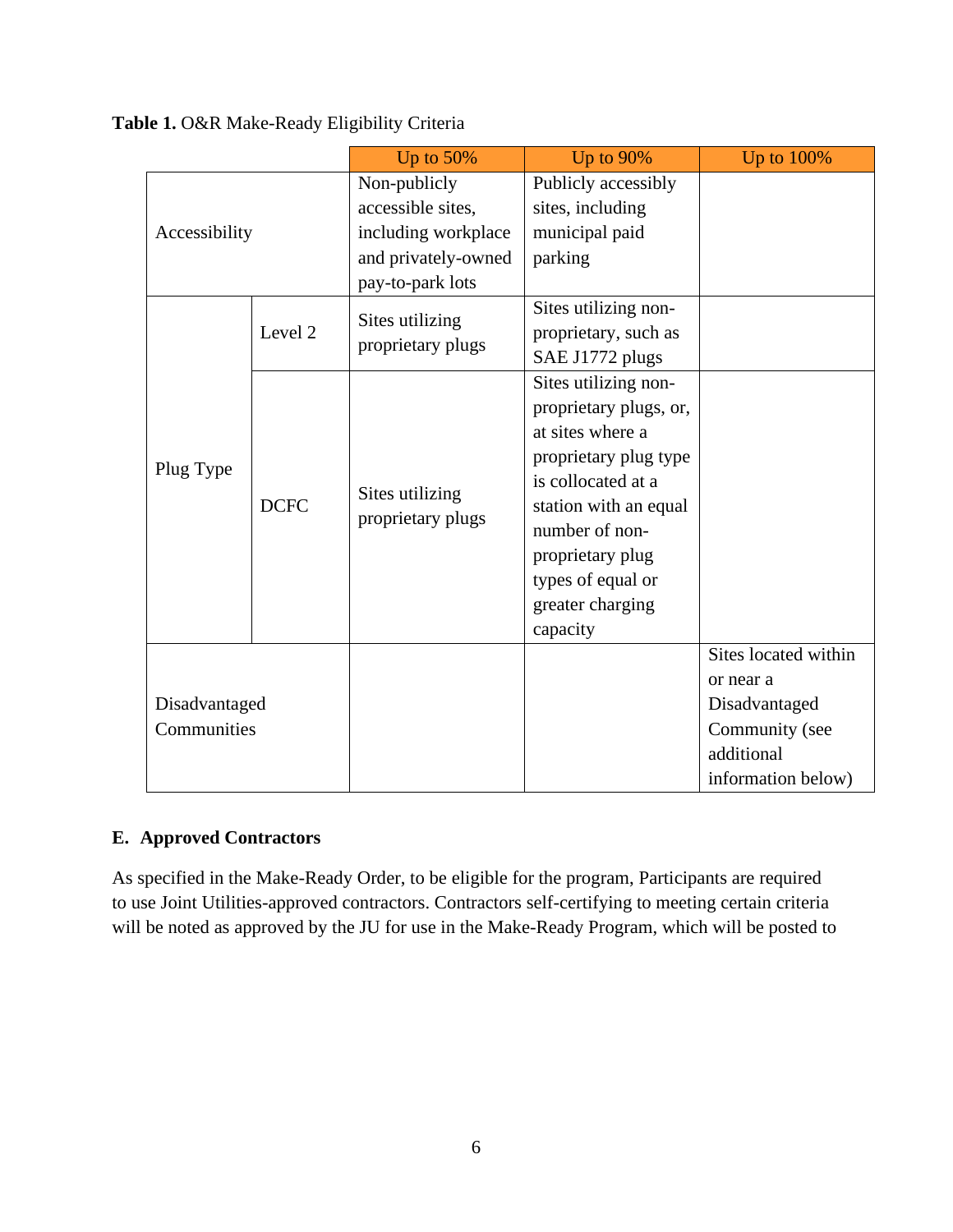**Table 1.** O&R Make-Ready Eligibility Criteria

| | | Up to 50% | Up to 90% | Up to 100% |
|---|---|---|---|---|
| Accessibility | | Non-publicly accessible sites, including workplace and privately-owned pay-to-park lots | Publicly accessibly sites, including municipal paid parking | |
| Plug Type | Level 2 | Sites utilizing proprietary plugs | Sites utilizing non-proprietary, such as SAE J1772 plugs | |
| | DCFC | Sites utilizing proprietary plugs | Sites utilizing non-proprietary plugs, or, at sites where a proprietary plug type is collocated at a station with an equal number of non-proprietary plug types of equal or greater charging capacity | |
| Disadvantaged Communities | | | | Sites located within or near a Disadvantaged Community (see additional information below) |

## E. Approved Contractors

As specified in the Make-Ready Order, to be eligible for the program, Participants are required to use Joint Utilities-approved contractors. Contractors self-certifying to meeting certain criteria will be noted as approved by the JU for use in the Make-Ready Program, which will be posted to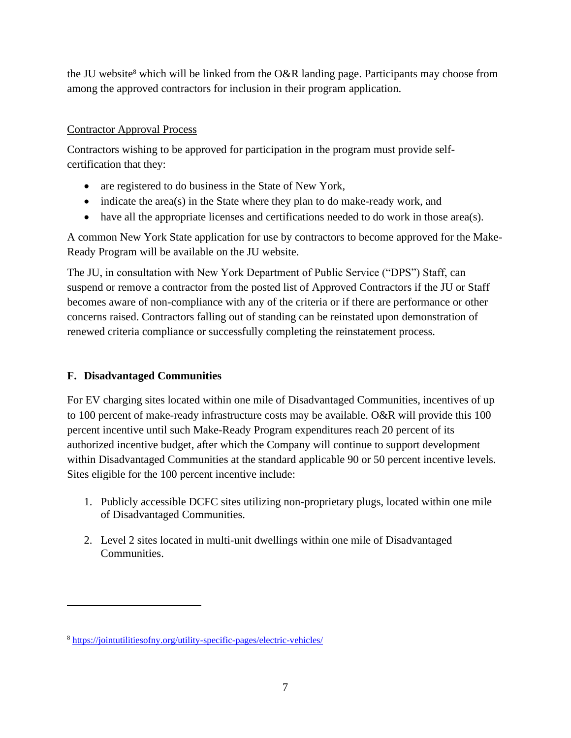the JU website[8] which will be linked from the O&R landing page. Participants may choose from among the approved contractors for inclusion in their program application.

Contractor Approval Process

Contractors wishing to be approved for participation in the program must provide self-certification that they:

- are registered to do business in the State of New York,
- indicate the area(s) in the State where they plan to do make-ready work, and
- have all the appropriate licenses and certifications needed to do work in those area(s).

A common New York State application for use by contractors to become approved for the Make-Ready Program will be available on the JU website.

The JU, in consultation with New York Department of Public Service ("DPS") Staff, can suspend or remove a contractor from the posted list of Approved Contractors if the JU or Staff becomes aware of non-compliance with any of the criteria or if there are performance or other concerns raised. Contractors falling out of standing can be reinstated upon demonstration of renewed criteria compliance or successfully completing the reinstatement process.

## F. Disadvantaged Communities

For EV charging sites located within one mile of Disadvantaged Communities, incentives of up to 100 percent of make-ready infrastructure costs may be available. O&R will provide this 100 percent incentive until such Make-Ready Program expenditures reach 20 percent of its authorized incentive budget, after which the Company will continue to support development within Disadvantaged Communities at the standard applicable 90 or 50 percent incentive levels. Sites eligible for the 100 percent incentive include:

1. Publicly accessible DCFC sites utilizing non-proprietary plugs, located within one mile of Disadvantaged Communities.

2. Level 2 sites located in multi-unit dwellings within one mile of Disadvantaged Communities.

[8] https://jointutilitiesofny.org/utility-specific-pages/electric-vehicles/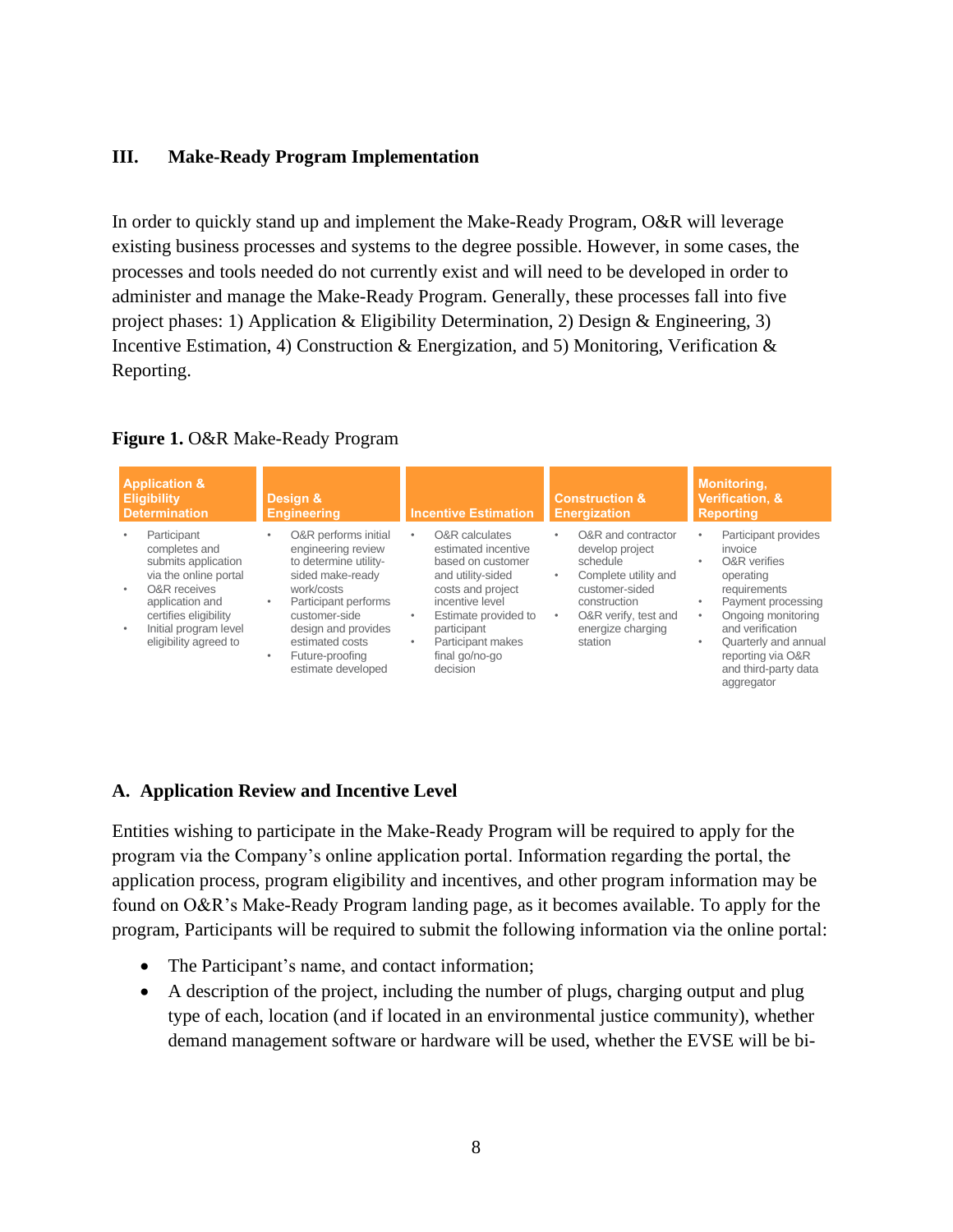## III. Make-Ready Program Implementation

In order to quickly stand up and implement the Make-Ready Program, O&R will leverage existing business processes and systems to the degree possible. However, in some cases, the processes and tools needed do not currently exist and will need to be developed in order to administer and manage the Make-Ready Program. Generally, these processes fall into five project phases: 1) Application & Eligibility Determination, 2) Design & Engineering, 3) Incentive Estimation, 4) Construction & Energization, and 5) Monitoring, Verification & Reporting.

**Figure 1.** O&R Make-Ready Program

| Application & Eligibility Determination | Design & Engineering | Incentive Estimation | Construction & Energization | Monitoring, Verification, & Reporting |
|---|---|---|---|---|
| • Participant completes and submits application via the online portal<br>• O&R receives application and certifies eligibility<br>• Initial program level eligibility agreed to | • O&R performs initial engineering review to determine utility-sided make-ready work/costs<br>• Participant performs customer-side design and provides estimated costs<br>• Future-proofing estimate developed | • O&R calculates estimated incentive based on customer and utility-sided costs and project incentive level<br>• Estimate provided to participant<br>• Participant makes final go/no-go decision | • O&R and contractor develop project schedule<br>• Complete utility and customer-sided construction<br>• O&R verify, test and energize charging station | • Participant provides invoice<br>• O&R verifies operating requirements<br>• Payment processing<br>• Ongoing monitoring and verification<br>• Quarterly and annual reporting via O&R and third-party data aggregator |

### A. Application Review and Incentive Level

Entities wishing to participate in the Make-Ready Program will be required to apply for the program via the Company's online application portal. Information regarding the portal, the application process, program eligibility and incentives, and other program information may be found on O&R's Make-Ready Program landing page, as it becomes available. To apply for the program, Participants will be required to submit the following information via the online portal:

- The Participant's name, and contact information;
- A description of the project, including the number of plugs, charging output and plug type of each, location (and if located in an environmental justice community), whether demand management software or hardware will be used, whether the EVSE will be bi-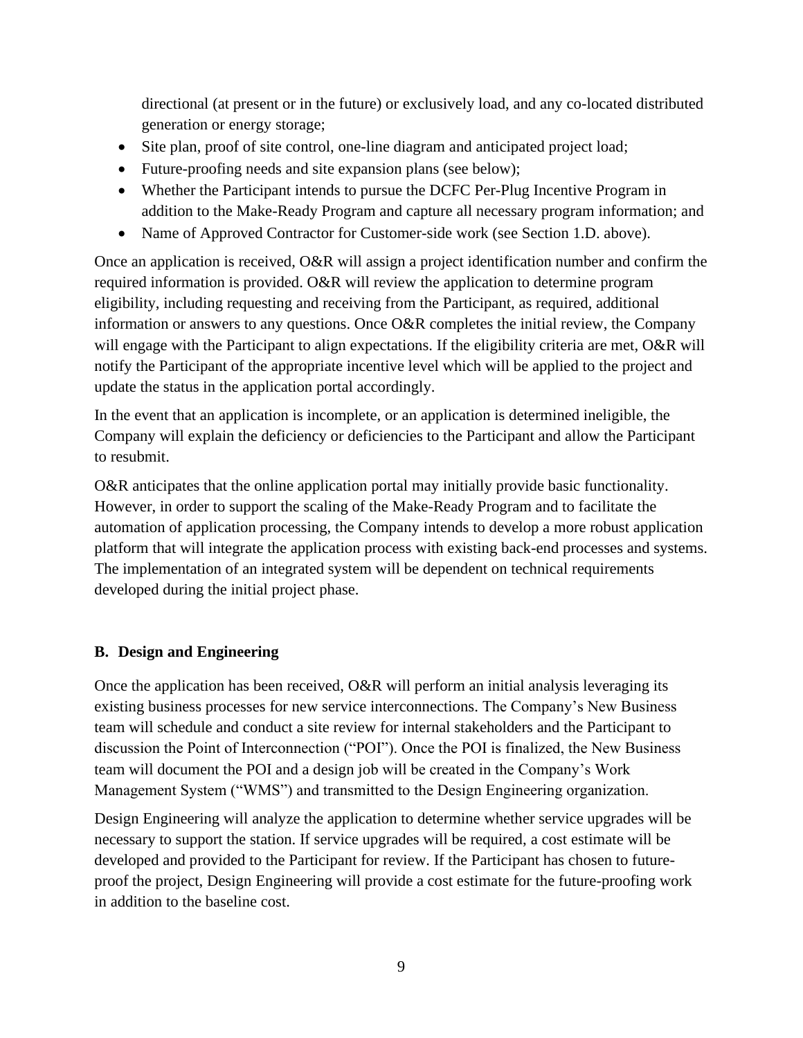directional (at present or in the future) or exclusively load, and any co-located distributed generation or energy storage;

- Site plan, proof of site control, one-line diagram and anticipated project load;
- Future-proofing needs and site expansion plans (see below);
- Whether the Participant intends to pursue the DCFC Per-Plug Incentive Program in addition to the Make-Ready Program and capture all necessary program information; and
- Name of Approved Contractor for Customer-side work (see Section 1.D. above).

Once an application is received, O&R will assign a project identification number and confirm the required information is provided. O&R will review the application to determine program eligibility, including requesting and receiving from the Participant, as required, additional information or answers to any questions. Once O&R completes the initial review, the Company will engage with the Participant to align expectations. If the eligibility criteria are met, O&R will notify the Participant of the appropriate incentive level which will be applied to the project and update the status in the application portal accordingly.

In the event that an application is incomplete, or an application is determined ineligible, the Company will explain the deficiency or deficiencies to the Participant and allow the Participant to resubmit.

O&R anticipates that the online application portal may initially provide basic functionality. However, in order to support the scaling of the Make-Ready Program and to facilitate the automation of application processing, the Company intends to develop a more robust application platform that will integrate the application process with existing back-end processes and systems. The implementation of an integrated system will be dependent on technical requirements developed during the initial project phase.

### B. Design and Engineering

Once the application has been received, O&R will perform an initial analysis leveraging its existing business processes for new service interconnections. The Company's New Business team will schedule and conduct a site review for internal stakeholders and the Participant to discussion the Point of Interconnection ("POI"). Once the POI is finalized, the New Business team will document the POI and a design job will be created in the Company's Work Management System ("WMS") and transmitted to the Design Engineering organization.

Design Engineering will analyze the application to determine whether service upgrades will be necessary to support the station. If service upgrades will be required, a cost estimate will be developed and provided to the Participant for review. If the Participant has chosen to future-proof the project, Design Engineering will provide a cost estimate for the future-proofing work in addition to the baseline cost.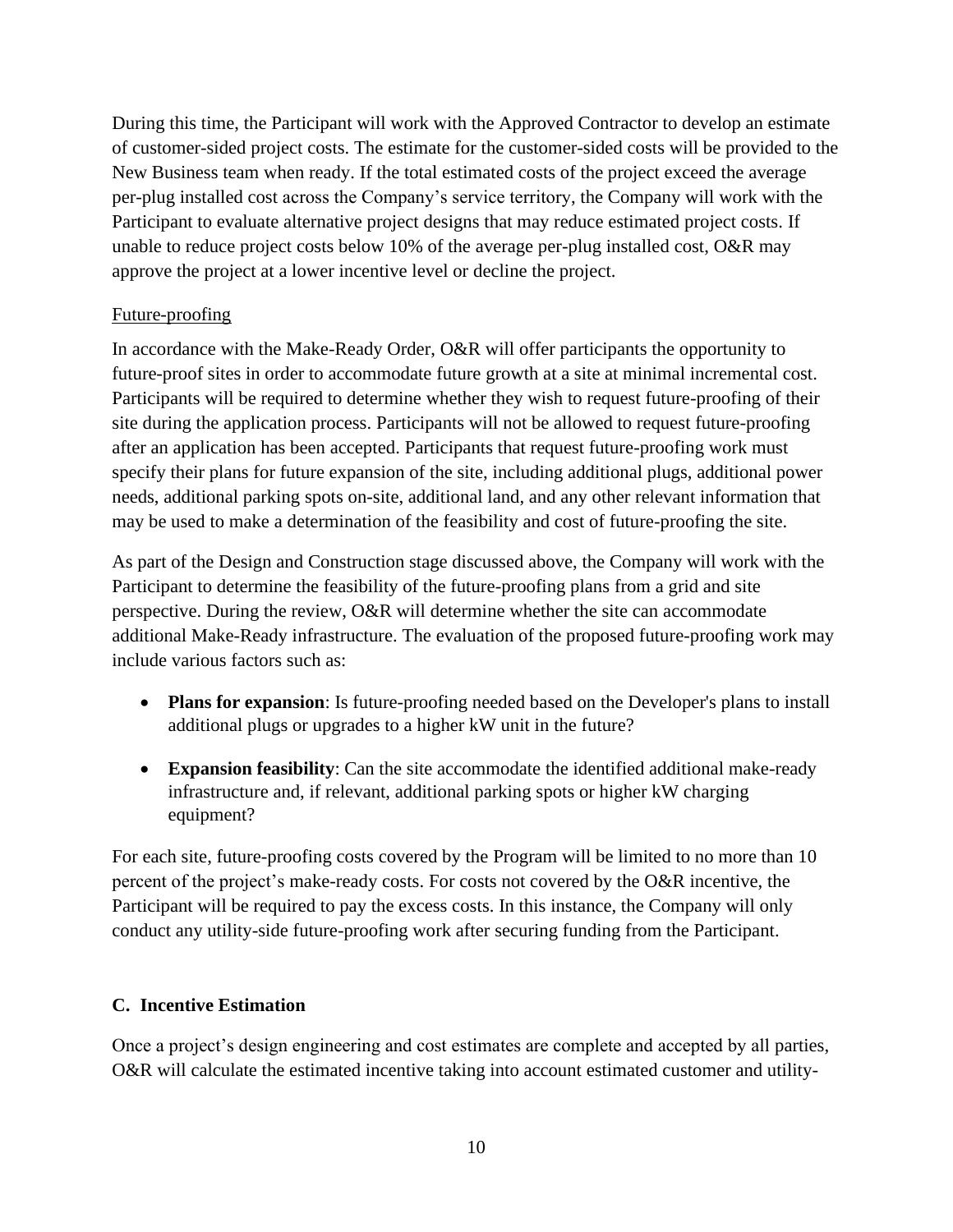During this time, the Participant will work with the Approved Contractor to develop an estimate of customer-sided project costs. The estimate for the customer-sided costs will be provided to the New Business team when ready. If the total estimated costs of the project exceed the average per-plug installed cost across the Company's service territory, the Company will work with the Participant to evaluate alternative project designs that may reduce estimated project costs. If unable to reduce project costs below 10% of the average per-plug installed cost, O&R may approve the project at a lower incentive level or decline the project.

Future-proofing

In accordance with the Make-Ready Order, O&R will offer participants the opportunity to future-proof sites in order to accommodate future growth at a site at minimal incremental cost. Participants will be required to determine whether they wish to request future-proofing of their site during the application process. Participants will not be allowed to request future-proofing after an application has been accepted. Participants that request future-proofing work must specify their plans for future expansion of the site, including additional plugs, additional power needs, additional parking spots on-site, additional land, and any other relevant information that may be used to make a determination of the feasibility and cost of future-proofing the site.

As part of the Design and Construction stage discussed above, the Company will work with the Participant to determine the feasibility of the future-proofing plans from a grid and site perspective. During the review, O&R will determine whether the site can accommodate additional Make-Ready infrastructure. The evaluation of the proposed future-proofing work may include various factors such as:

- **Plans for expansion**: Is future-proofing needed based on the Developer's plans to install additional plugs or upgrades to a higher kW unit in the future?
- **Expansion feasibility**: Can the site accommodate the identified additional make-ready infrastructure and, if relevant, additional parking spots or higher kW charging equipment?

For each site, future-proofing costs covered by the Program will be limited to no more than 10 percent of the project's make-ready costs. For costs not covered by the O&R incentive, the Participant will be required to pay the excess costs. In this instance, the Company will only conduct any utility-side future-proofing work after securing funding from the Participant.

### C. Incentive Estimation

Once a project's design engineering and cost estimates are complete and accepted by all parties, O&R will calculate the estimated incentive taking into account estimated customer and utility-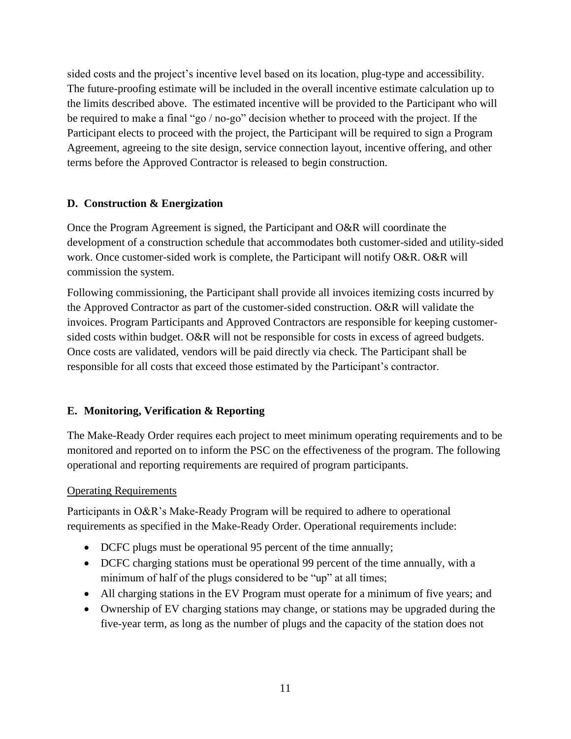sided costs and the project's incentive level based on its location, plug-type and accessibility. The future-proofing estimate will be included in the overall incentive estimate calculation up to the limits described above. The estimated incentive will be provided to the Participant who will be required to make a final "go / no-go" decision whether to proceed with the project. If the Participant elects to proceed with the project, the Participant will be required to sign a Program Agreement, agreeing to the site design, service connection layout, incentive offering, and other terms before the Approved Contractor is released to begin construction.

### D. Construction & Energization

Once the Program Agreement is signed, the Participant and O&R will coordinate the development of a construction schedule that accommodates both customer-sided and utility-sided work. Once customer-sided work is complete, the Participant will notify O&R. O&R will commission the system.

Following commissioning, the Participant shall provide all invoices itemizing costs incurred by the Approved Contractor as part of the customer-sided construction. O&R will validate the invoices. Program Participants and Approved Contractors are responsible for keeping customer-sided costs within budget. O&R will not be responsible for costs in excess of agreed budgets. Once costs are validated, vendors will be paid directly via check. The Participant shall be responsible for all costs that exceed those estimated by the Participant's contractor.

### E. Monitoring, Verification & Reporting

The Make-Ready Order requires each project to meet minimum operating requirements and to be monitored and reported on to inform the PSC on the effectiveness of the program. The following operational and reporting requirements are required of program participants.

<u>Operating Requirements</u>

Participants in O&R's Make-Ready Program will be required to adhere to operational requirements as specified in the Make-Ready Order. Operational requirements include:

- DCFC plugs must be operational 95 percent of the time annually;
- DCFC charging stations must be operational 99 percent of the time annually, with a minimum of half of the plugs considered to be "up" at all times;
- All charging stations in the EV Program must operate for a minimum of five years; and
- Ownership of EV charging stations may change, or stations may be upgraded during the five-year term, as long as the number of plugs and the capacity of the station does not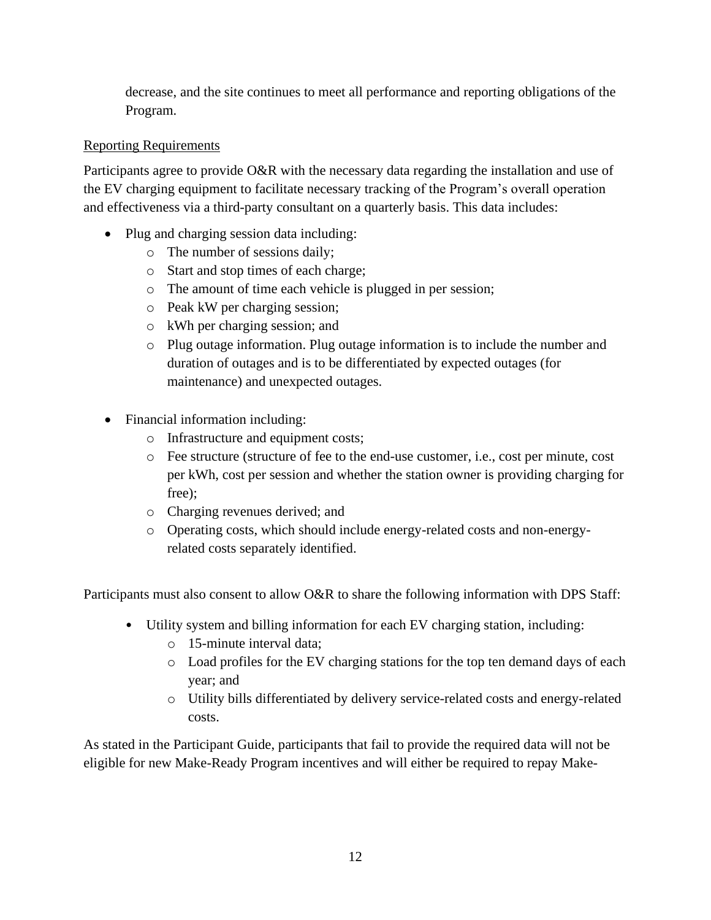decrease, and the site continues to meet all performance and reporting obligations of the Program.

Reporting Requirements

Participants agree to provide O&R with the necessary data regarding the installation and use of the EV charging equipment to facilitate necessary tracking of the Program's overall operation and effectiveness via a third-party consultant on a quarterly basis. This data includes:

- Plug and charging session data including:
  - The number of sessions daily;
  - Start and stop times of each charge;
  - The amount of time each vehicle is plugged in per session;
  - Peak kW per charging session;
  - kWh per charging session; and
  - Plug outage information. Plug outage information is to include the number and duration of outages and is to be differentiated by expected outages (for maintenance) and unexpected outages.

- Financial information including:
  - Infrastructure and equipment costs;
  - Fee structure (structure of fee to the end-use customer, i.e., cost per minute, cost per kWh, cost per session and whether the station owner is providing charging for free);
  - Charging revenues derived; and
  - Operating costs, which should include energy-related costs and non-energy-related costs separately identified.

Participants must also consent to allow O&R to share the following information with DPS Staff:

- Utility system and billing information for each EV charging station, including:
  - 15-minute interval data;
  - Load profiles for the EV charging stations for the top ten demand days of each year; and
  - Utility bills differentiated by delivery service-related costs and energy-related costs.

As stated in the Participant Guide, participants that fail to provide the required data will not be eligible for new Make-Ready Program incentives and will either be required to repay Make-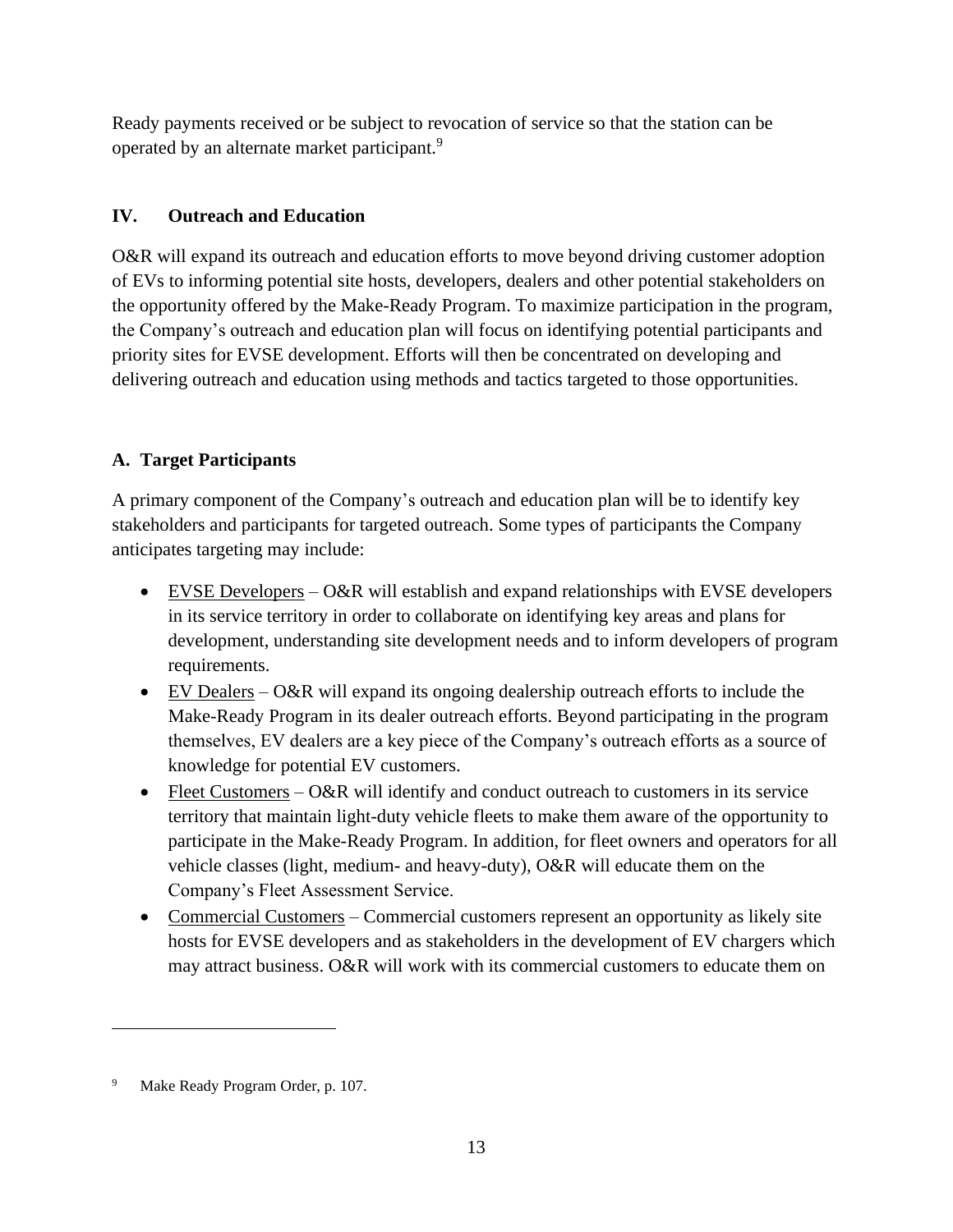Ready payments received or be subject to revocation of service so that the station can be operated by an alternate market participant.[9]

## IV. Outreach and Education

O&R will expand its outreach and education efforts to move beyond driving customer adoption of EVs to informing potential site hosts, developers, dealers and other potential stakeholders on the opportunity offered by the Make-Ready Program. To maximize participation in the program, the Company's outreach and education plan will focus on identifying potential participants and priority sites for EVSE development. Efforts will then be concentrated on developing and delivering outreach and education using methods and tactics targeted to those opportunities.

### A. Target Participants

A primary component of the Company's outreach and education plan will be to identify key stakeholders and participants for targeted outreach. Some types of participants the Company anticipates targeting may include:

- EVSE Developers – O&R will establish and expand relationships with EVSE developers in its service territory in order to collaborate on identifying key areas and plans for development, understanding site development needs and to inform developers of program requirements.
- EV Dealers – O&R will expand its ongoing dealership outreach efforts to include the Make-Ready Program in its dealer outreach efforts. Beyond participating in the program themselves, EV dealers are a key piece of the Company's outreach efforts as a source of knowledge for potential EV customers.
- Fleet Customers – O&R will identify and conduct outreach to customers in its service territory that maintain light-duty vehicle fleets to make them aware of the opportunity to participate in the Make-Ready Program. In addition, for fleet owners and operators for all vehicle classes (light, medium- and heavy-duty), O&R will educate them on the Company's Fleet Assessment Service.
- Commercial Customers – Commercial customers represent an opportunity as likely site hosts for EVSE developers and as stakeholders in the development of EV chargers which may attract business. O&R will work with its commercial customers to educate them on

[9] Make Ready Program Order, p. 107.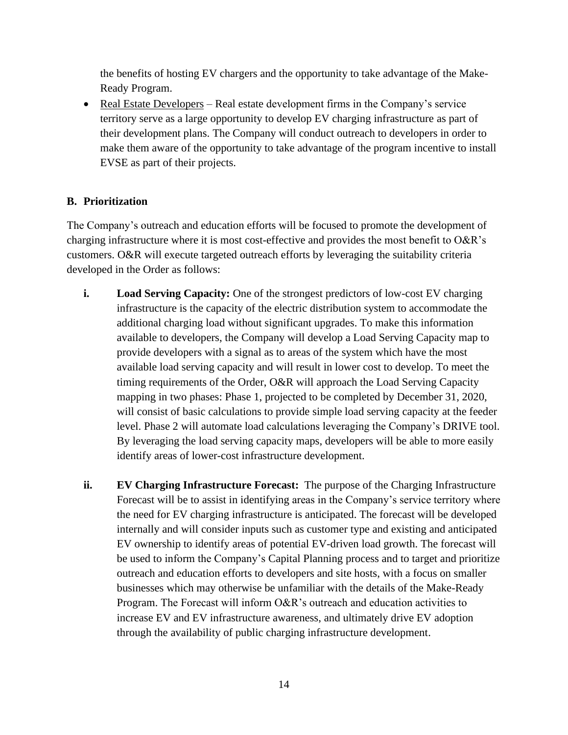the benefits of hosting EV chargers and the opportunity to take advantage of the Make-Ready Program.

- Real Estate Developers – Real estate development firms in the Company's service territory serve as a large opportunity to develop EV charging infrastructure as part of their development plans. The Company will conduct outreach to developers in order to make them aware of the opportunity to take advantage of the program incentive to install EVSE as part of their projects.

### B. Prioritization

The Company's outreach and education efforts will be focused to promote the development of charging infrastructure where it is most cost-effective and provides the most benefit to O&R's customers. O&R will execute targeted outreach efforts by leveraging the suitability criteria developed in the Order as follows:

i. **Load Serving Capacity:** One of the strongest predictors of low-cost EV charging infrastructure is the capacity of the electric distribution system to accommodate the additional charging load without significant upgrades. To make this information available to developers, the Company will develop a Load Serving Capacity map to provide developers with a signal as to areas of the system which have the most available load serving capacity and will result in lower cost to develop. To meet the timing requirements of the Order, O&R will approach the Load Serving Capacity mapping in two phases: Phase 1, projected to be completed by December 31, 2020, will consist of basic calculations to provide simple load serving capacity at the feeder level. Phase 2 will automate load calculations leveraging the Company's DRIVE tool. By leveraging the load serving capacity maps, developers will be able to more easily identify areas of lower-cost infrastructure development.

ii. **EV Charging Infrastructure Forecast:** The purpose of the Charging Infrastructure Forecast will be to assist in identifying areas in the Company's service territory where the need for EV charging infrastructure is anticipated. The forecast will be developed internally and will consider inputs such as customer type and existing and anticipated EV ownership to identify areas of potential EV-driven load growth. The forecast will be used to inform the Company's Capital Planning process and to target and prioritize outreach and education efforts to developers and site hosts, with a focus on smaller businesses which may otherwise be unfamiliar with the details of the Make-Ready Program. The Forecast will inform O&R's outreach and education activities to increase EV and EV infrastructure awareness, and ultimately drive EV adoption through the availability of public charging infrastructure development.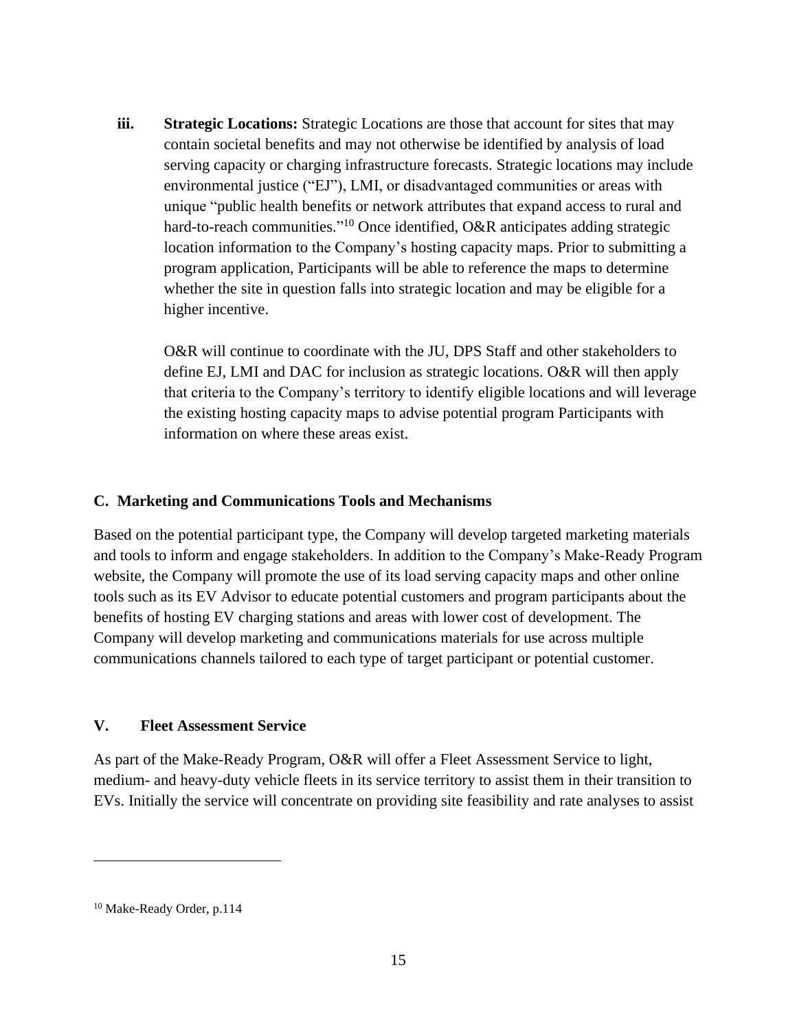iii. **Strategic Locations:** Strategic Locations are those that account for sites that may contain societal benefits and may not otherwise be identified by analysis of load serving capacity or charging infrastructure forecasts. Strategic locations may include environmental justice ("EJ"), LMI, or disadvantaged communities or areas with unique "public health benefits or network attributes that expand access to rural and hard-to-reach communities."[10] Once identified, O&R anticipates adding strategic location information to the Company's hosting capacity maps. Prior to submitting a program application, Participants will be able to reference the maps to determine whether the site in question falls into strategic location and may be eligible for a higher incentive.

O&R will continue to coordinate with the JU, DPS Staff and other stakeholders to define EJ, LMI and DAC for inclusion as strategic locations. O&R will then apply that criteria to the Company's territory to identify eligible locations and will leverage the existing hosting capacity maps to advise potential program Participants with information on where these areas exist.

### C. Marketing and Communications Tools and Mechanisms

Based on the potential participant type, the Company will develop targeted marketing materials and tools to inform and engage stakeholders. In addition to the Company's Make-Ready Program website, the Company will promote the use of its load serving capacity maps and other online tools such as its EV Advisor to educate potential customers and program participants about the benefits of hosting EV charging stations and areas with lower cost of development. The Company will develop marketing and communications materials for use across multiple communications channels tailored to each type of target participant or potential customer.

## V. Fleet Assessment Service

As part of the Make-Ready Program, O&R will offer a Fleet Assessment Service to light, medium- and heavy-duty vehicle fleets in its service territory to assist them in their transition to EVs. Initially the service will concentrate on providing site feasibility and rate analyses to assist

[10] Make-Ready Order, p.114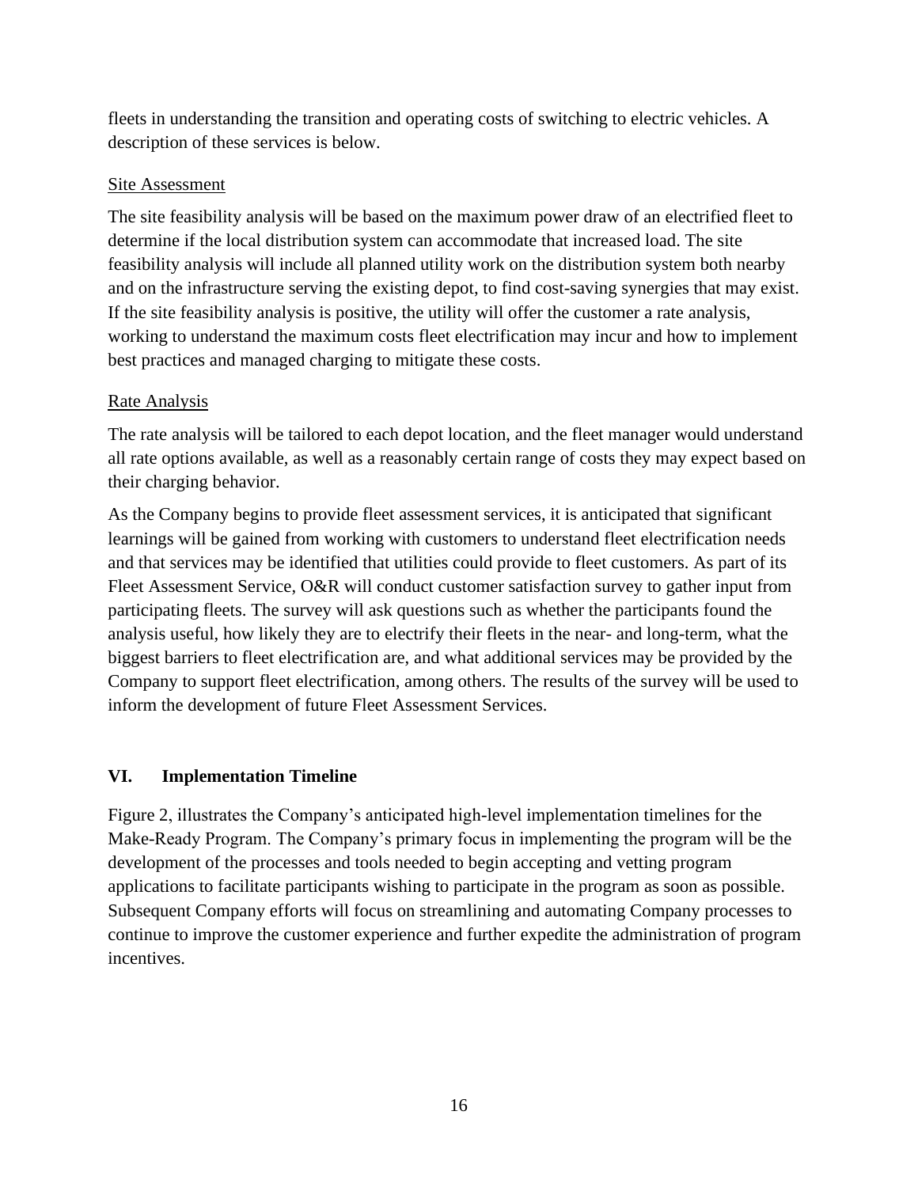fleets in understanding the transition and operating costs of switching to electric vehicles. A description of these services is below.

Site Assessment

The site feasibility analysis will be based on the maximum power draw of an electrified fleet to determine if the local distribution system can accommodate that increased load. The site feasibility analysis will include all planned utility work on the distribution system both nearby and on the infrastructure serving the existing depot, to find cost-saving synergies that may exist. If the site feasibility analysis is positive, the utility will offer the customer a rate analysis, working to understand the maximum costs fleet electrification may incur and how to implement best practices and managed charging to mitigate these costs.

Rate Analysis

The rate analysis will be tailored to each depot location, and the fleet manager would understand all rate options available, as well as a reasonably certain range of costs they may expect based on their charging behavior.

As the Company begins to provide fleet assessment services, it is anticipated that significant learnings will be gained from working with customers to understand fleet electrification needs and that services may be identified that utilities could provide to fleet customers. As part of its Fleet Assessment Service, O&R will conduct customer satisfaction survey to gather input from participating fleets. The survey will ask questions such as whether the participants found the analysis useful, how likely they are to electrify their fleets in the near- and long-term, what the biggest barriers to fleet electrification are, and what additional services may be provided by the Company to support fleet electrification, among others. The results of the survey will be used to inform the development of future Fleet Assessment Services.

## VI. Implementation Timeline

Figure 2, illustrates the Company's anticipated high-level implementation timelines for the Make-Ready Program. The Company's primary focus in implementing the program will be the development of the processes and tools needed to begin accepting and vetting program applications to facilitate participants wishing to participate in the program as soon as possible. Subsequent Company efforts will focus on streamlining and automating Company processes to continue to improve the customer experience and further expedite the administration of program incentives.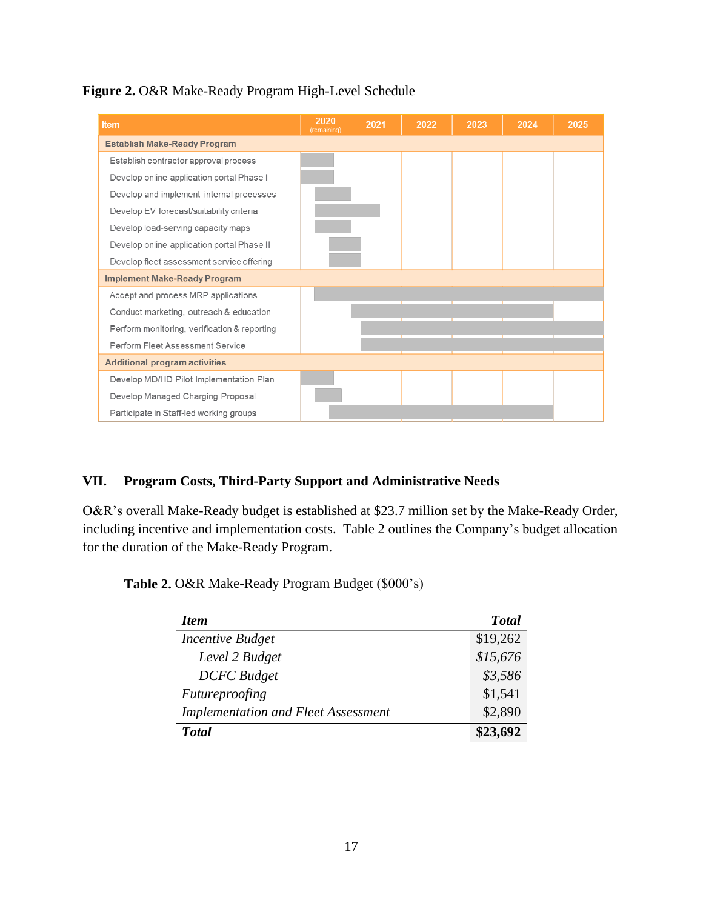**Figure 2.** O&R Make-Ready Program High-Level Schedule

| Item | 2020 (remaining) | 2021 | 2022 | 2023 | 2024 | 2025 |
|---|---|---|---|---|---|---|
| **Establish Make-Ready Program** | | | | | | |
| Establish contractor approval process | ■ | | | | | |
| Develop online application portal Phase I | ■ | | | | | |
| Develop and implement internal processes | ■ | | | | | |
| Develop EV forecast/suitability criteria | ■ | ■ | | | | |
| Develop load-serving capacity maps | ■ | | | | | |
| Develop online application portal Phase II | ■ | ■ | | | | |
| Develop fleet assessment service offering | ■ | ■ | | | | |
| **Implement Make-Ready Program** | | | | | | |
| Accept and process MRP applications | ■ | ■ | ■ | ■ | ■ | ■ |
| Conduct marketing, outreach & education | | ■ | ■ | ■ | ■ | |
| Perform monitoring, verification & reporting | | ■ | ■ | ■ | ■ | ■ |
| Perform Fleet Assessment Service | | ■ | ■ | ■ | ■ | ■ |
| **Additional program activities** | | | | | | |
| Develop MD/HD Pilot Implementation Plan | ■ | | | | | |
| Develop Managed Charging Proposal | ■ | | | | | |
| Participate in Staff-led working groups | ■ | ■ | ■ | ■ | ■ | |

## VII. Program Costs, Third-Party Support and Administrative Needs

O&R's overall Make-Ready budget is established at $23.7 million set by the Make-Ready Order, including incentive and implementation costs. Table 2 outlines the Company's budget allocation for the duration of the Make-Ready Program.

**Table 2.** O&R Make-Ready Program Budget ($000's)

| ***Item*** | ***Total*** |
|---|---|
| *Incentive Budget* | $19,262 |
| *Level 2 Budget* | *$15,676* |
| *DCFC Budget* | *$3,586* |
| *Futureproofing* | $1,541 |
| *Implementation and Fleet Assessment* | $2,890 |
| ***Total*** | **$23,692** |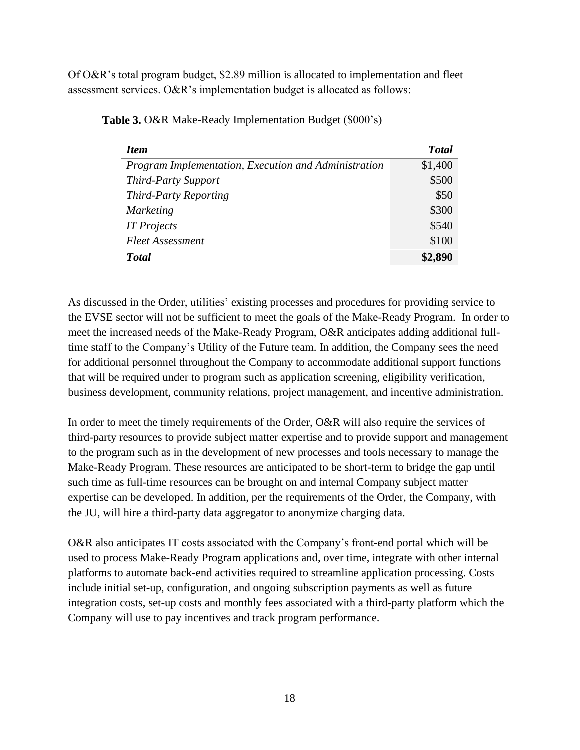Of O&R's total program budget, $2.89 million is allocated to implementation and fleet assessment services. O&R's implementation budget is allocated as follows:

**Table 3.** O&R Make-Ready Implementation Budget ($000's)

| *Item* | *Total* |
|---|---|
| *Program Implementation, Execution and Administration* | $1,400 |
| *Third-Party Support* | $500 |
| *Third-Party Reporting* | $50 |
| *Marketing* | $300 |
| *IT Projects* | $540 |
| *Fleet Assessment* | $100 |
| ***Total*** | **$2,890** |

As discussed in the Order, utilities' existing processes and procedures for providing service to the EVSE sector will not be sufficient to meet the goals of the Make-Ready Program. In order to meet the increased needs of the Make-Ready Program, O&R anticipates adding additional full-time staff to the Company's Utility of the Future team. In addition, the Company sees the need for additional personnel throughout the Company to accommodate additional support functions that will be required under to program such as application screening, eligibility verification, business development, community relations, project management, and incentive administration.

In order to meet the timely requirements of the Order, O&R will also require the services of third-party resources to provide subject matter expertise and to provide support and management to the program such as in the development of new processes and tools necessary to manage the Make-Ready Program. These resources are anticipated to be short-term to bridge the gap until such time as full-time resources can be brought on and internal Company subject matter expertise can be developed. In addition, per the requirements of the Order, the Company, with the JU, will hire a third-party data aggregator to anonymize charging data.

O&R also anticipates IT costs associated with the Company's front-end portal which will be used to process Make-Ready Program applications and, over time, integrate with other internal platforms to automate back-end activities required to streamline application processing. Costs include initial set-up, configuration, and ongoing subscription payments as well as future integration costs, set-up costs and monthly fees associated with a third-party platform which the Company will use to pay incentives and track program performance.